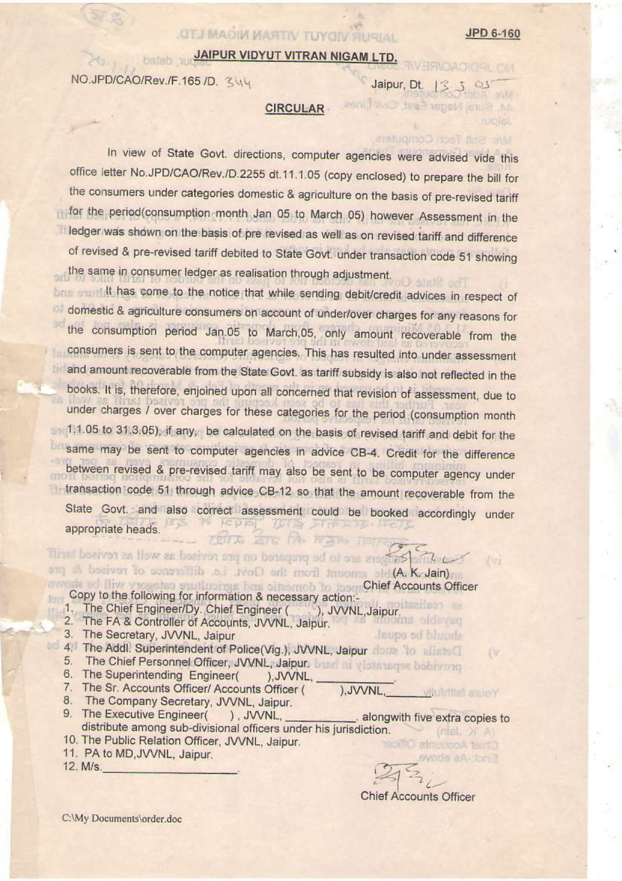JPD 6-160

## JAIPUR VIDYUT VITRAN NIGAM LTD.

NO.JPD/CAO/Rev./F.165 /D. 344 Jaipur, Dt. 13.5.05

### CIRCULAR

In view of State Govt. directions, computer agencies were advised vide this office letter No.JPD/CAO/Rev./D.2255 dt.11.1.05 (copy enclosed) to prepare the bill for the consumers under categories domestic & agriculture on the basis of pre-revised tariff for the period(consumption month Jan 05 to March 05) however Assessment in the ledger was shown on the basis of pre revised as well as on revised tariff and difference of revised & pre-revised tariff debited to State Govt. under transaction code 51 showing the same in consumer ledger as realisation through adjustment.

It has come to the notice that while sending debit/credit advices in respect of domestic & agriculture consumers on account of under/over charges for any reasons for the consumption period Jan.05 to March.05, only amount recoverable from the consumers is sent to the computer agencies. This has resulted into under assessment and amount recoverable from the State Govt. as tariff subsidy is also not reflected in the books. It is, therefore, enjoined upon all concerned that revision of assessment, due to under charges / over charges for these categories for the period (consumption month 1.1.05 to 31.3.05), if any, be calculated on the basis of revised tariff and debit for the same may be sent to computer agencies in advice CB-4. Credit for the difference between revised & pre-revised tariff may also be sent to be computer agency under transaction code 51 through advice CB-12 so that the amount recoverable from the State Govt. and also correct assessment could be booked accordingly under appropriate heads.

(A. K. Jain)
Chief Accounts Officer

Copy to the following for information & necessary action:-

1. The Chief Engineer/Dy. Chief Engineer ( ), JVVNL,Jaipur.
2. The FA & Controller of Accounts, JVVNL, Jaipur.
3. The Secretary, JVVNL, Jaipur
4. The Addl. Superintendent of Police(Vig.), JVVNL, Jaipur
5. The Chief Personnel Officer, JVVNL, Jaipur.
6. The Superintending Engineer( ),JVVNL, ___________.
7. The Sr. Accounts Officer/ Accounts Officer ( ),JVVNL,________.
8. The Company Secretary, JVVNL, Jaipur.
9. The Executive Engineer( ) , JVVNL, ___________. alongwith five extra copies to distribute among sub-divisional officers under his jurisdiction.
10. The Public Relation Officer, JVVNL, Jaipur.
11. PA to MD,JVVNL, Jaipur.
12. M/s.___________________.

Chief Accounts Officer

C:\My Documents\order.doc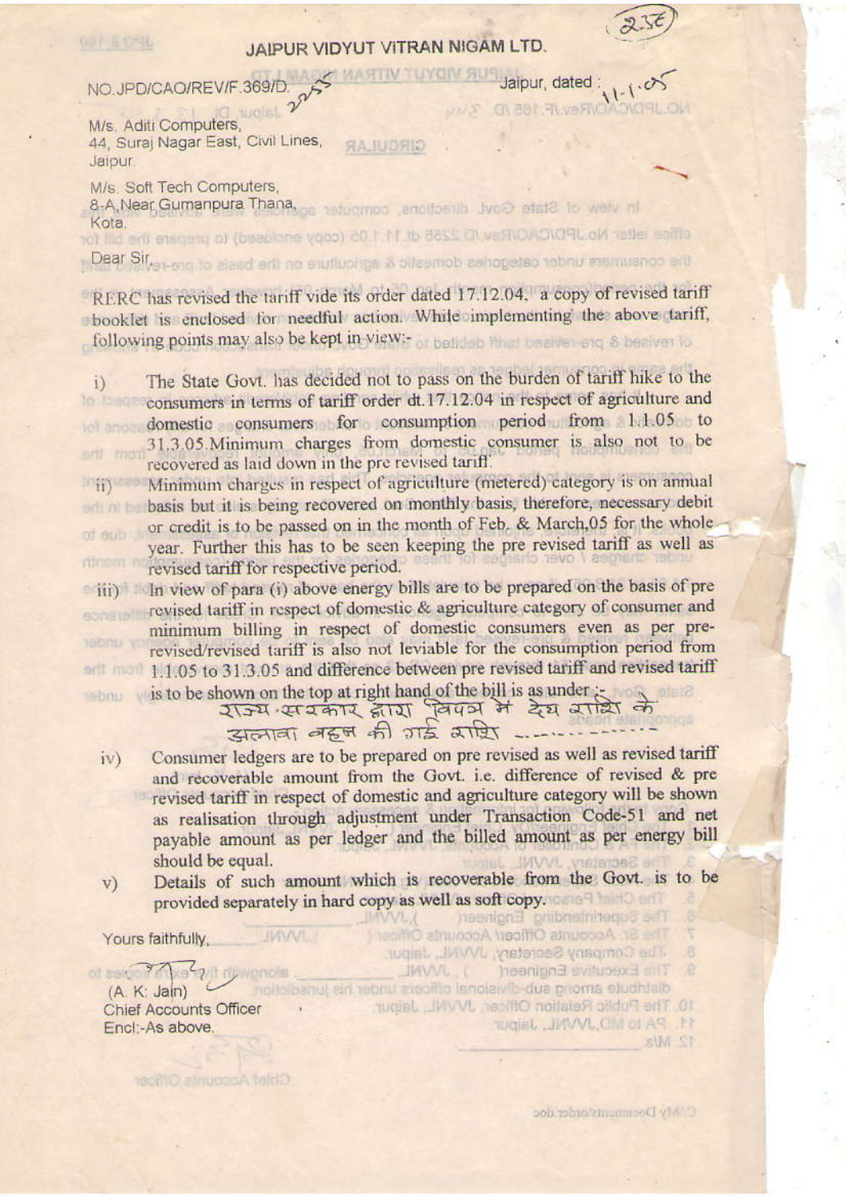# JAIPUR VIDYUT VITRAN NIGAM LTD.

NO.JPD/CAO/REV/F.369/D. 255

Jaipur, dated : 11-1-05

M/s. Aditi Computers,
44, Suraj Nagar East, Civil Lines,
Jaipur.

M/s. Soft Tech Computers,
8-A, Near Gumanpura Thana,
Kota.

Dear Sir,

RERC has revised the tariff vide its order dated 17.12.04. a copy of revised tariff booklet is enclosed for needful action. While implementing the above tariff, following points may also be kept in view:-

i) The State Govt. has decided not to pass on the burden of tariff hike to the consumers in terms of tariff order dt.17.12.04 in respect of agriculture and domestic consumers for consumption period from 1.1.05 to 31.3.05. Minimum charges from domestic consumer is also not to be recovered as laid down in the pre revised tariff.

ii) Minimum charges in respect of agriculture (metered) category is on annual basis but it is being recovered on monthly basis, therefore, necessary debit or credit is to be passed on in the month of Feb. & March,05 for the whole year. Further this has to be seen keeping the pre revised tariff as well as revised tariff for respective period.

iii) In view of para (i) above energy bills are to be prepared on the basis of pre revised tariff in respect of domestic & agriculture category of consumer and minimum billing in respect of domestic consumers even as per pre-revised/revised tariff is also not leviable for the consumption period from 1.1.05 to 31.3.05 and difference between pre revised tariff and revised tariff is to be shown on the top at right hand of the bill is as under :-
राज्य सरकार द्वारा विपत्र में देय राशि के अलावा वहन की गई राशि ..............

iv) Consumer ledgers are to be prepared on pre revised as well as revised tariff and recoverable amount from the Govt. i.e. difference of revised & pre revised tariff in respect of domestic and agriculture category will be shown as realisation through adjustment under Transaction Code-51 and net payable amount as per ledger and the billed amount as per energy bill should be equal.

v) Details of such amount which is recoverable from the Govt. is to be provided separately in hard copy as well as soft copy.

Yours faithfully,

(A. K. Jain)
Chief Accounts Officer
Encl:-As above.